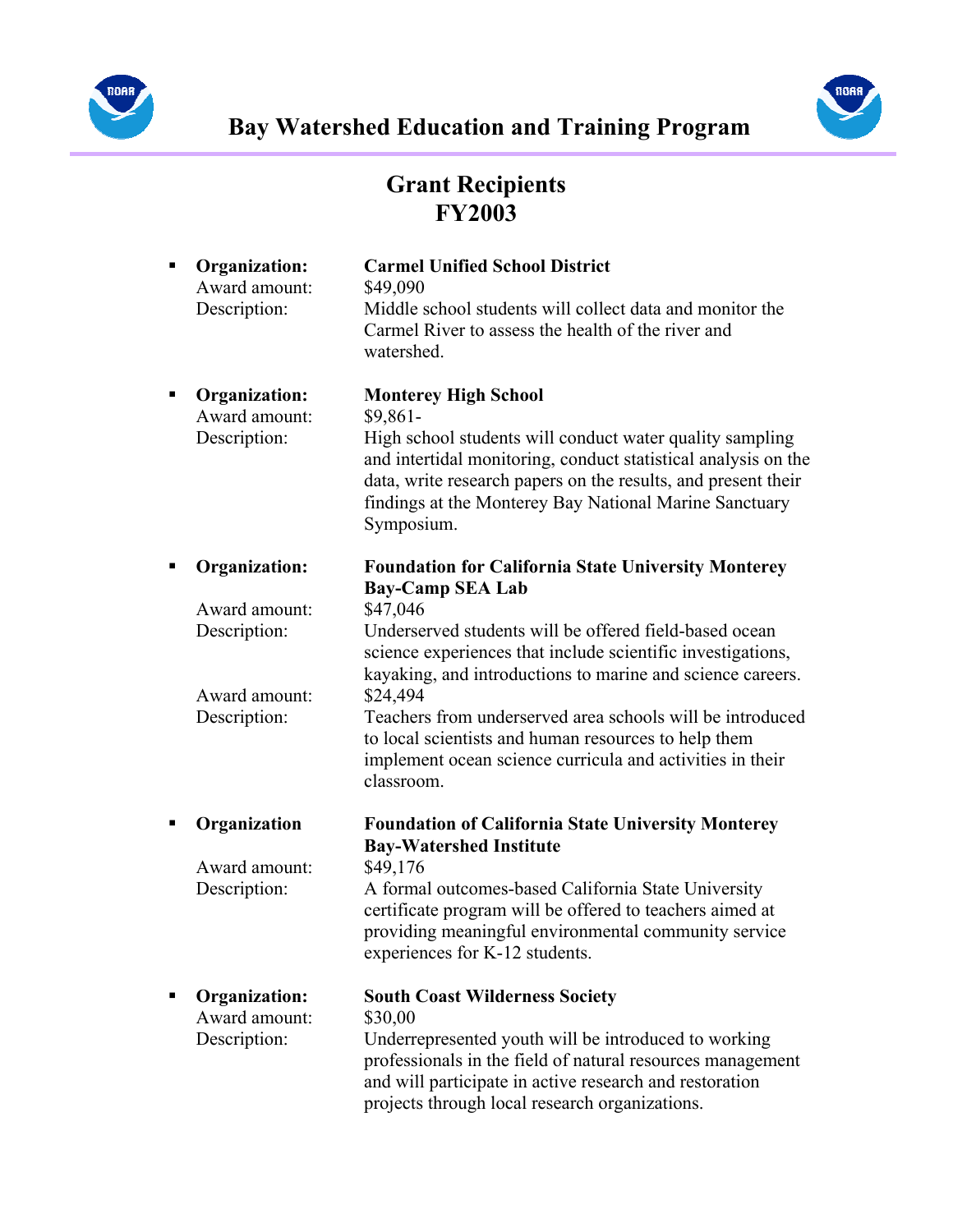# Bay Watershed Education and Training Program

## Grant Recipients FY2003

- **Organization:** **Carmel Unified School District**
  Award amount: $49,090
  Description: Middle school students will collect data and monitor the Carmel River to assess the health of the river and watershed.

- **Organization:** **Monterey High School**
  Award amount: $9,861-
  Description: High school students will conduct water quality sampling and intertidal monitoring, conduct statistical analysis on the data, write research papers on the results, and present their findings at the Monterey Bay National Marine Sanctuary Symposium.

- **Organization:** **Foundation for California State University Monterey Bay-Camp SEA Lab**
  Award amount: $47,046
  Description: Underserved students will be offered field-based ocean science experiences that include scientific investigations, kayaking, and introductions to marine and science careers.
  Award amount: $24,494
  Description: Teachers from underserved area schools will be introduced to local scientists and human resources to help them implement ocean science curricula and activities in their classroom.

- **Organization** **Foundation of California State University Monterey Bay-Watershed Institute**
  Award amount: $49,176
  Description: A formal outcomes-based California State University certificate program will be offered to teachers aimed at providing meaningful environmental community service experiences for K-12 students.

- **Organization:** **South Coast Wilderness Society**
  Award amount: $30,00
  Description: Underrepresented youth will be introduced to working professionals in the field of natural resources management and will participate in active research and restoration projects through local research organizations.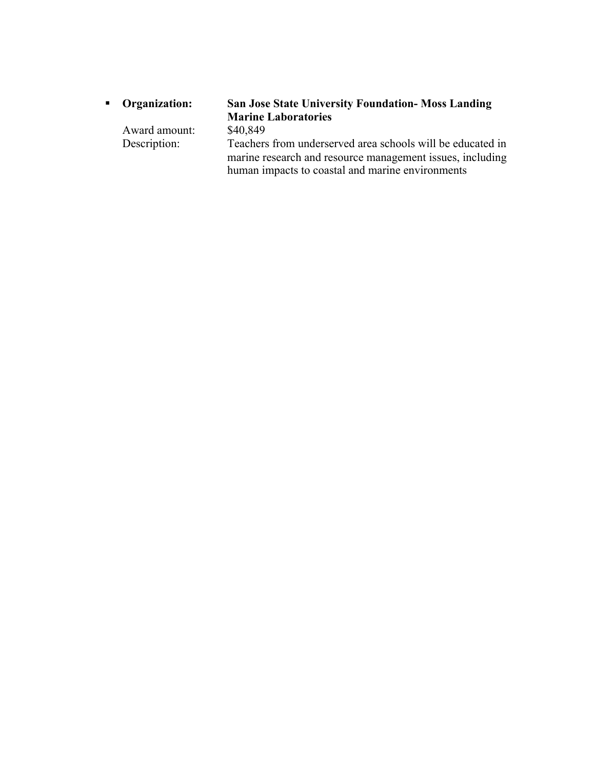- **Organization:** **San Jose State University Foundation- Moss Landing Marine Laboratories**

  Award amount: $40,849

  Description: Teachers from underserved area schools will be educated in marine research and resource management issues, including human impacts to coastal and marine environments